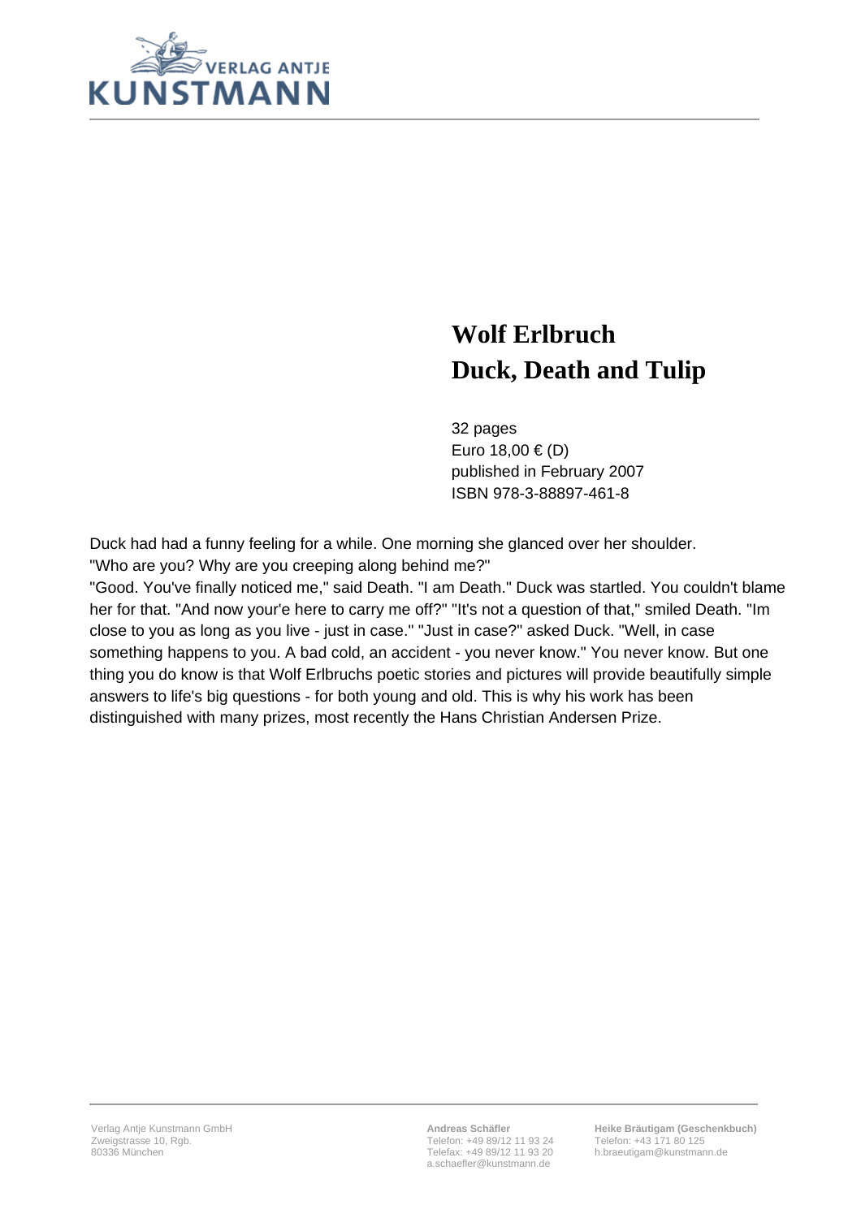VERLAG ANTJE
KUNSTMANN

# Wolf Erlbruch
# Duck, Death and Tulip

32 pages
Euro 18,00 € (D)
published in February 2007
ISBN 978-3-88897-461-8

Duck had had a funny feeling for a while. One morning she glanced over her shoulder.
"Who are you? Why are you creeping along behind me?"
"Good. You've finally noticed me," said Death. "I am Death." Duck was startled. You couldn't blame her for that. "And now your'e here to carry me off?" "It's not a question of that," smiled Death. "Im close to you as long as you live - just in case." "Just in case?" asked Duck. "Well, in case something happens to you. A bad cold, an accident - you never know." You never know. But one thing you do know is that Wolf Erlbruchs poetic stories and pictures will provide beautifully simple answers to life's big questions - for both young and old. This is why his work has been distinguished with many prizes, most recently the Hans Christian Andersen Prize.

Verlag Antje Kunstmann GmbH
Zweigstrasse 10, Rgb.
80336 München

**Andreas Schäfler**
Telefon: +49 89/12 11 93 24
Telefax: +49 89/12 11 93 20
a.schaefler@kunstmann.de

**Heike Bräutigam (Geschenkbuch)**
Telefon: +43 171 80 125
h.braeutigam@kunstmann.de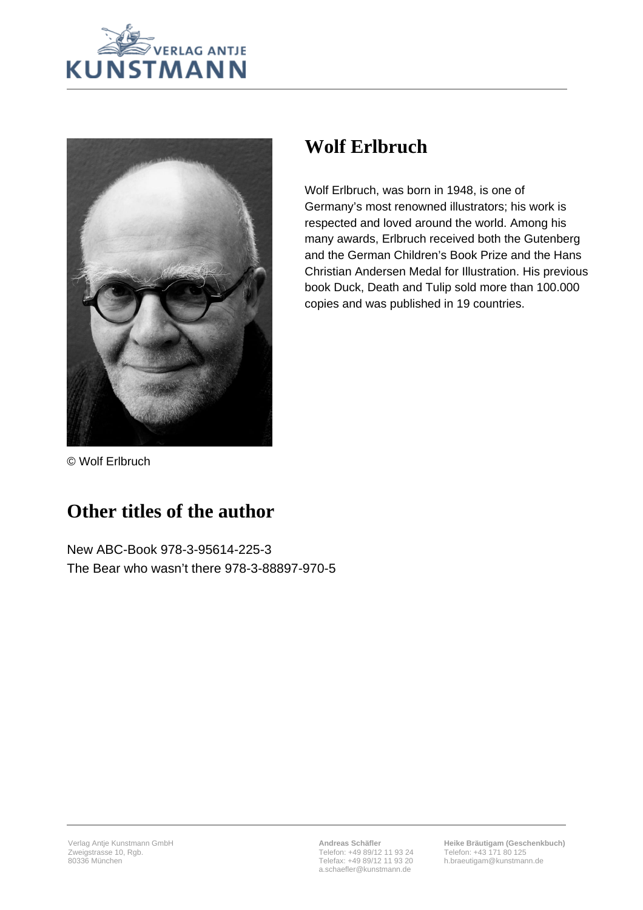## Wolf Erlbruch

Wolf Erlbruch, was born in 1948, is one of Germany's most renowned illustrators; his work is respected and loved around the world. Among his many awards, Erlbruch received both the Gutenberg and the German Children's Book Prize and the Hans Christian Andersen Medal for Illustration. His previous book Duck, Death and Tulip sold more than 100.000 copies and was published in 19 countries.

© Wolf Erlbruch

## Other titles of the author

New ABC-Book 978-3-95614-225-3
The Bear who wasn't there 978-3-88897-970-5

Verlag Antje Kunstmann GmbH
Zweigstrasse 10, Rgb.
80336 München

**Andreas Schäfler**
Telefon: +49 89/12 11 93 24
Telefax: +49 89/12 11 93 20
a.schaefler@kunstmann.de

**Heike Bräutigam (Geschenkbuch)**
Telefon: +43 171 80 125
h.braeutigam@kunstmann.de